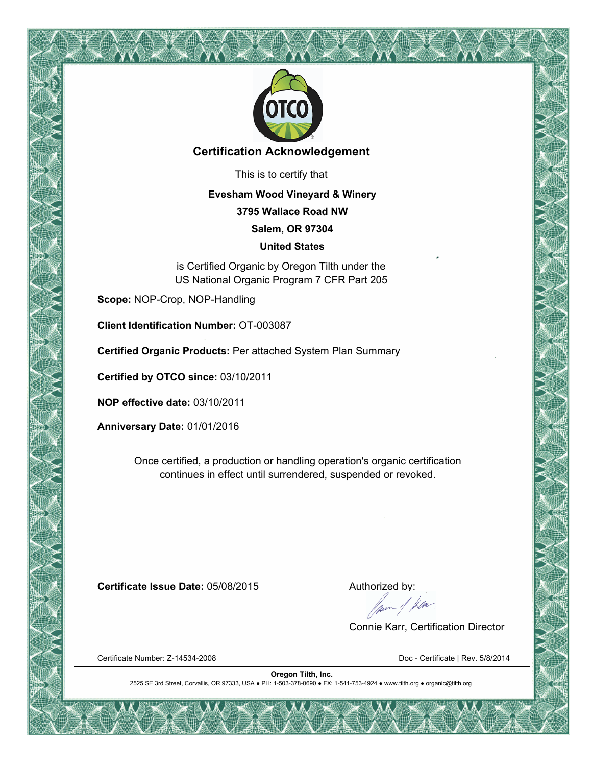# Certification Acknowledgement

This is to certify that

**Evesham Wood Vineyard & Winery**

**3795 Wallace Road NW**

**Salem, OR 97304**

**United States**

is Certified Organic by Oregon Tilth under the
US National Organic Program 7 CFR Part 205

**Scope:** NOP-Crop, NOP-Handling

**Client Identification Number:** OT-003087

**Certified Organic Products:** Per attached System Plan Summary

**Certified by OTCO since:** 03/10/2011

**NOP effective date:** 03/10/2011

**Anniversary Date:** 01/01/2016

Once certified, a production or handling operation's organic certification continues in effect until surrendered, suspended or revoked.

**Certificate Issue Date:** 05/08/2015

Authorized by:

Connie Karr, Certification Director

Certificate Number: Z-14534-2008

Doc - Certificate | Rev. 5/8/2014

**Oregon Tilth, Inc.**

2525 SE 3rd Street, Corvallis, OR 97333, USA ● PH: 1-503-378-0690 ● FX: 1-541-753-4924 ● www.tilth.org ● organic@tilth.org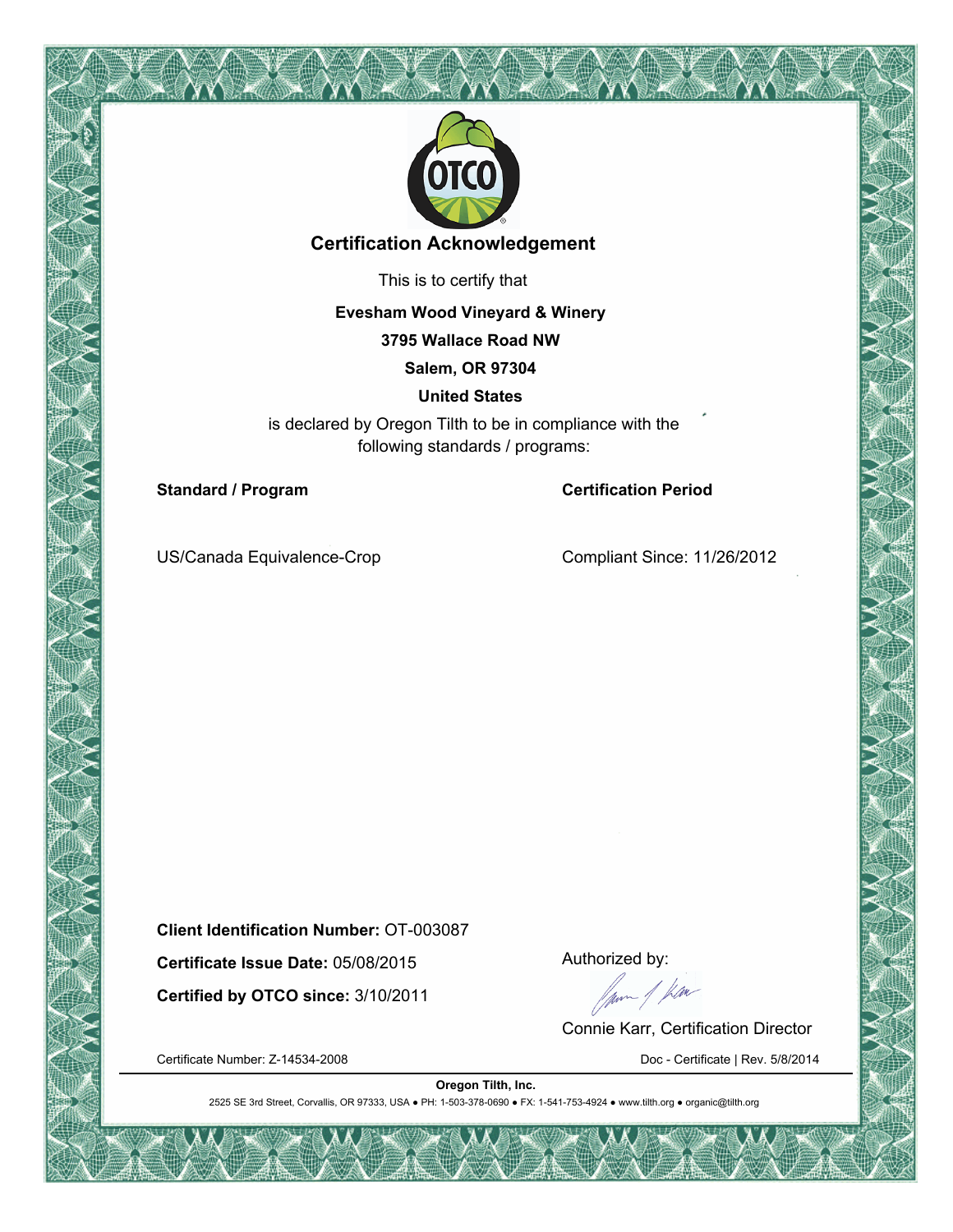# Certification Acknowledgement

This is to certify that

**Evesham Wood Vineyard & Winery**

**3795 Wallace Road NW**

**Salem, OR 97304**

**United States**

is declared by Oregon Tilth to be in compliance with the following standards / programs:

| **Standard / Program** | **Certification Period** |
| --- | --- |
| US/Canada Equivalence-Crop | Compliant Since: 11/26/2012 |

**Client Identification Number:** OT-003087

**Certificate Issue Date:** 05/08/2015

**Certified by OTCO since:** 3/10/2011

Authorized by:

Connie Karr, Certification Director

Certificate Number: Z-14534-2008

Doc - Certificate | Rev. 5/8/2014

**Oregon Tilth, Inc.**

2525 SE 3rd Street, Corvallis, OR 97333, USA ● PH: 1-503-378-0690 ● FX: 1-541-753-4924 ● www.tilth.org ● organic@tilth.org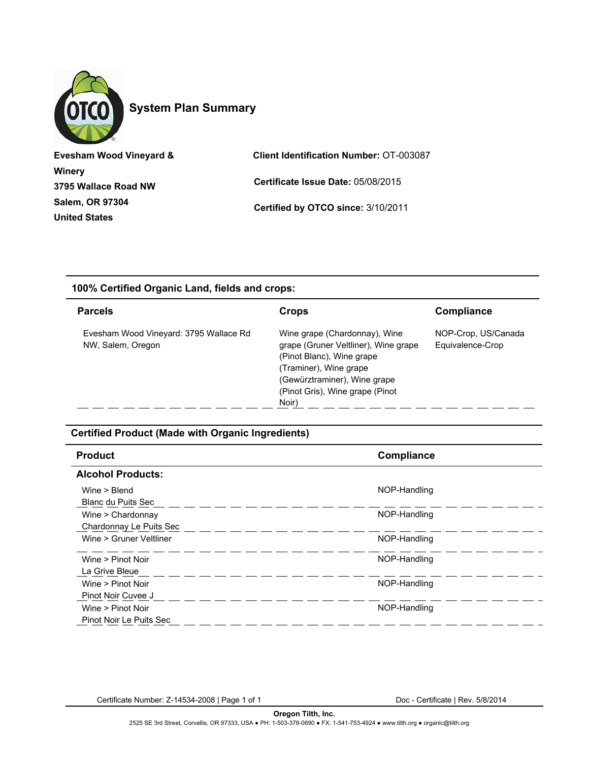# System Plan Summary

**Evesham Wood Vineyard & Winery**
**3795 Wallace Road NW**
**Salem, OR 97304**
**United States**

**Client Identification Number:** OT-003087

**Certificate Issue Date:** 05/08/2015

**Certified by OTCO since:** 3/10/2011

## 100% Certified Organic Land, fields and crops:

| Parcels | Crops | Compliance |
| --- | --- | --- |
| Evesham Wood Vineyard: 3795 Wallace Rd NW, Salem, Oregon | Wine grape (Chardonnay), Wine grape (Gruner Veltliner), Wine grape (Pinot Blanc), Wine grape (Traminer), Wine grape (Gewürztraminer), Wine grape (Pinot Gris), Wine grape (Pinot Noir) | NOP-Crop, US/Canada Equivalence-Crop |

## Certified Product (Made with Organic Ingredients)

| Product | Compliance |
| --- | --- |
| **Alcohol Products:** | |
| Wine > Blend<br>Blanc du Puits Sec | NOP-Handling |
| Wine > Chardonnay<br>Chardonnay Le Puits Sec | NOP-Handling |
| Wine > Gruner Veltliner | NOP-Handling |
| Wine > Pinot Noir<br>La Grive Bleue | NOP-Handling |
| Wine > Pinot Noir<br>Pinot Noir Cuvee J | NOP-Handling |
| Wine > Pinot Noir<br>Pinot Noir Le Puits Sec | NOP-Handling |

Certificate Number: Z-14534-2008 | Page 1 of 1

Doc - Certificate | Rev. 5/8/2014

**Oregon Tilth, Inc.**
2525 SE 3rd Street, Corvallis, OR 97333, USA ● PH: 1-503-378-0690 ● FX: 1-541-753-4924 ● www.tilth.org ● organic@tilth.org